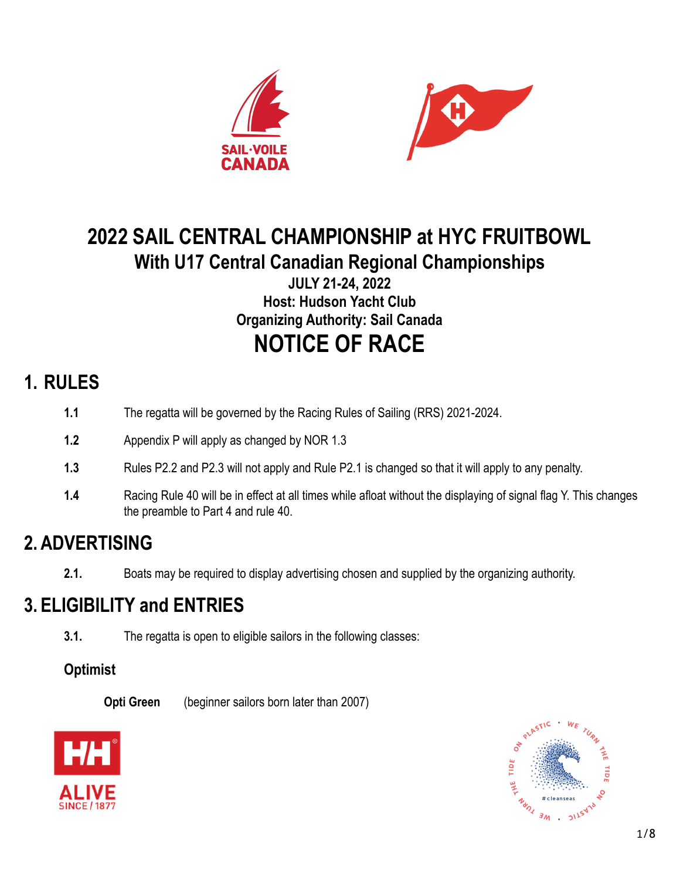# 2022 SAIL CENTRAL CHAMPIONSHIP at HYC FRUITBOWL

## With U17 Central Canadian Regional Championships

**JULY 21-24, 2022**
**Host: Hudson Yacht Club**
**Organizing Authority: Sail Canada**

# NOTICE OF RACE

## 1. RULES

**1.1** The regatta will be governed by the Racing Rules of Sailing (RRS) 2021-2024.

**1.2** Appendix P will apply as changed by NOR 1.3

**1.3** Rules P2.2 and P2.3 will not apply and Rule P2.1 is changed so that it will apply to any penalty.

**1.4** Racing Rule 40 will be in effect at all times while afloat without the displaying of signal flag Y. This changes the preamble to Part 4 and rule 40.

## 2. ADVERTISING

**2.1.** Boats may be required to display advertising chosen and supplied by the organizing authority.

## 3. ELIGIBILITY and ENTRIES

**3.1.** The regatta is open to eligible sailors in the following classes:

### Optimist

**Opti Green** (beginner sailors born later than 2007)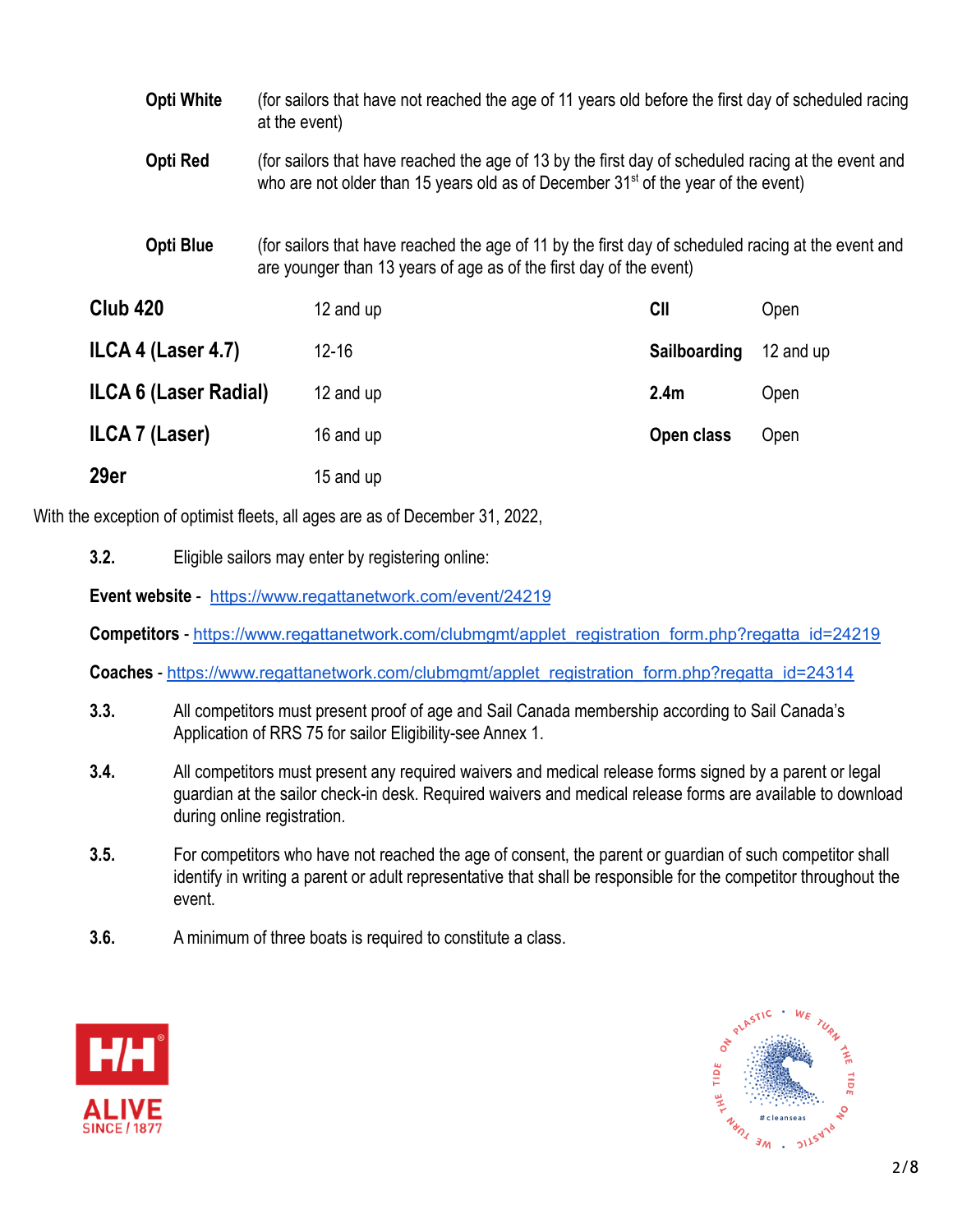**Opti White** (for sailors that have not reached the age of 11 years old before the first day of scheduled racing at the event)

**Opti Red** (for sailors that have reached the age of 13 by the first day of scheduled racing at the event and who are not older than 15 years old as of December 31st of the year of the event)

**Opti Blue** (for sailors that have reached the age of 11 by the first day of scheduled racing at the event and are younger than 13 years of age as of the first day of the event)

| Class | Age | Class | Age |
| --- | --- | --- | --- |
| **Club 420** | 12 and up | **CII** | Open |
| **ILCA 4 (Laser 4.7)** | 12-16 | **Sailboarding** | 12 and up |
| **ILCA 6 (Laser Radial)** | 12 and up | **2.4m** | Open |
| **ILCA 7 (Laser)** | 16 and up | **Open class** | Open |
| **29er** | 15 and up | | |

With the exception of optimist fleets, all ages are as of December 31, 2022,

**3.2.** Eligible sailors may enter by registering online:

**Event website** - https://www.regattanetwork.com/event/24219

**Competitors** - https://www.regattanetwork.com/clubmgmt/applet_registration_form.php?regatta_id=24219

**Coaches** - https://www.regattanetwork.com/clubmgmt/applet_registration_form.php?regatta_id=24314

**3.3.** All competitors must present proof of age and Sail Canada membership according to Sail Canada's Application of RRS 75 for sailor Eligibility-see Annex 1.

**3.4.** All competitors must present any required waivers and medical release forms signed by a parent or legal guardian at the sailor check-in desk. Required waivers and medical release forms are available to download during online registration.

**3.5.** For competitors who have not reached the age of consent, the parent or guardian of such competitor shall identify in writing a parent or adult representative that shall be responsible for the competitor throughout the event.

**3.6.** A minimum of three boats is required to constitute a class.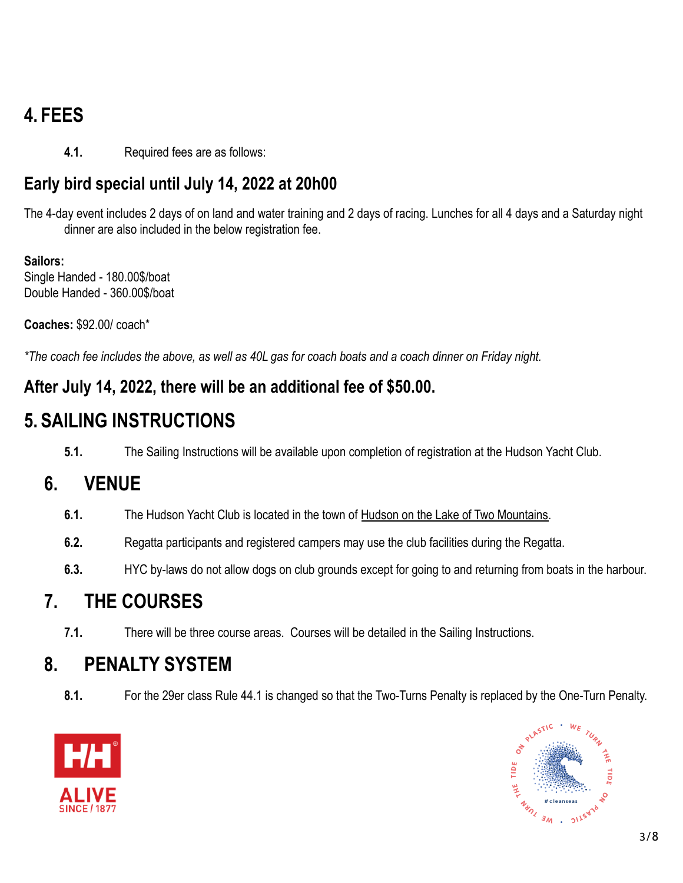# 4. FEES

**4.1.** Required fees are as follows:

## Early bird special until July 14, 2022 at 20h00

The 4-day event includes 2 days of on land and water training and 2 days of racing. Lunches for all 4 days and a Saturday night dinner are also included in the below registration fee.

**Sailors:**
Single Handed - 180.00$/boat
Double Handed - 360.00$/boat

**Coaches:** $92.00/ coach*

*\*The coach fee includes the above, as well as 40L gas for coach boats and a coach dinner on Friday night.*

## After July 14, 2022, there will be an additional fee of $50.00.

# 5. SAILING INSTRUCTIONS

**5.1.** The Sailing Instructions will be available upon completion of registration at the Hudson Yacht Club.

# 6. VENUE

**6.1.** The Hudson Yacht Club is located in the town of Hudson on the Lake of Two Mountains.

**6.2.** Regatta participants and registered campers may use the club facilities during the Regatta.

**6.3.** HYC by-laws do not allow dogs on club grounds except for going to and returning from boats in the harbour.

# 7. THE COURSES

**7.1.** There will be three course areas. Courses will be detailed in the Sailing Instructions.

# 8. PENALTY SYSTEM

**8.1.** For the 29er class Rule 44.1 is changed so that the Two-Turns Penalty is replaced by the One-Turn Penalty.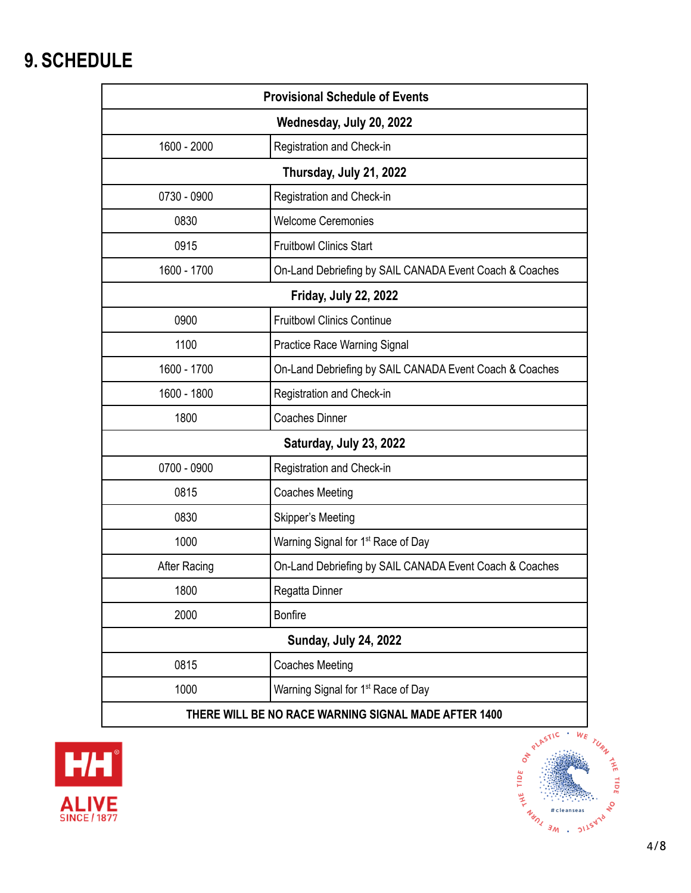# 9. SCHEDULE

| Provisional Schedule of Events | |
|---|---|
| **Wednesday, July 20, 2022** | |
| 1600 - 2000 | Registration and Check-in |
| **Thursday, July 21, 2022** | |
| 0730 - 0900 | Registration and Check-in |
| 0830 | Welcome Ceremonies |
| 0915 | Fruitbowl Clinics Start |
| 1600 - 1700 | On-Land Debriefing by SAIL CANADA Event Coach & Coaches |
| **Friday, July 22, 2022** | |
| 0900 | Fruitbowl Clinics Continue |
| 1100 | Practice Race Warning Signal |
| 1600 - 1700 | On-Land Debriefing by SAIL CANADA Event Coach & Coaches |
| 1600 - 1800 | Registration and Check-in |
| 1800 | Coaches Dinner |
| **Saturday, July 23, 2022** | |
| 0700 - 0900 | Registration and Check-in |
| 0815 | Coaches Meeting |
| 0830 | Skipper's Meeting |
| 1000 | Warning Signal for 1st Race of Day |
| After Racing | On-Land Debriefing by SAIL CANADA Event Coach & Coaches |
| 1800 | Regatta Dinner |
| 2000 | Bonfire |
| **Sunday, July 24, 2022** | |
| 0815 | Coaches Meeting |
| 1000 | Warning Signal for 1st Race of Day |
| **THERE WILL BE NO RACE WARNING SIGNAL MADE AFTER 1400** | |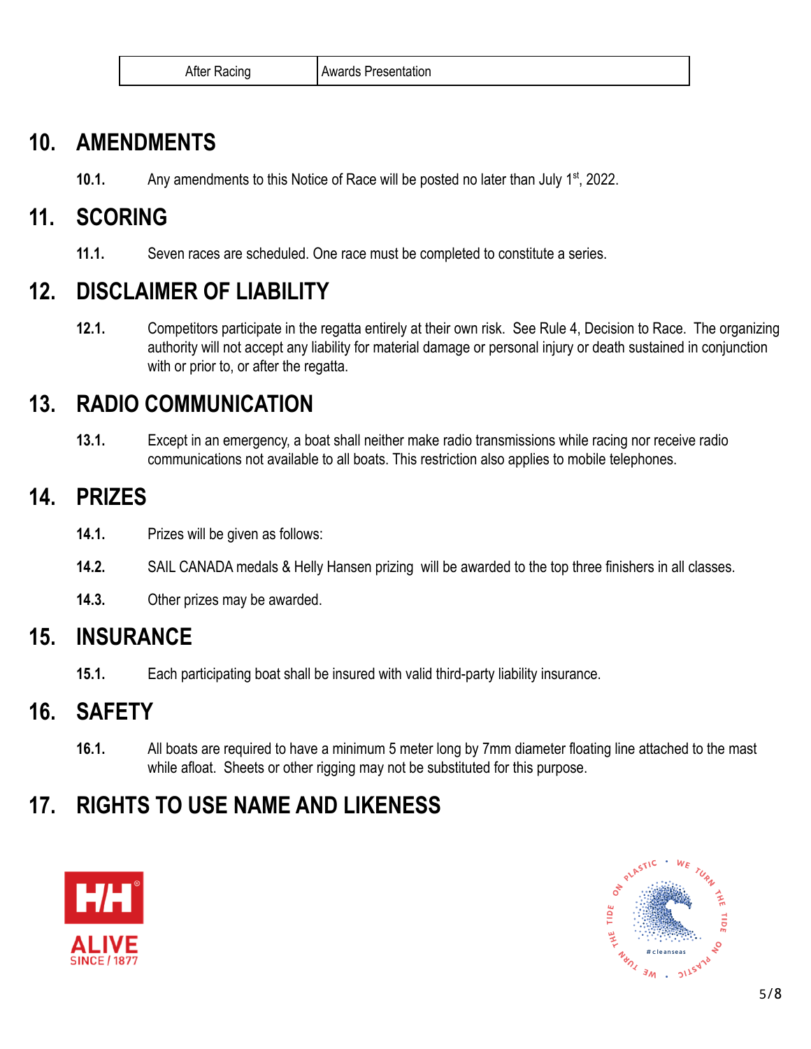| After Racing | Awards Presentation |
| --- | --- |

## 10. AMENDMENTS

**10.1.** Any amendments to this Notice of Race will be posted no later than July 1st, 2022.

## 11. SCORING

**11.1.** Seven races are scheduled. One race must be completed to constitute a series.

## 12. DISCLAIMER OF LIABILITY

**12.1.** Competitors participate in the regatta entirely at their own risk. See Rule 4, Decision to Race. The organizing authority will not accept any liability for material damage or personal injury or death sustained in conjunction with or prior to, or after the regatta.

## 13. RADIO COMMUNICATION

**13.1.** Except in an emergency, a boat shall neither make radio transmissions while racing nor receive radio communications not available to all boats. This restriction also applies to mobile telephones.

## 14. PRIZES

**14.1.** Prizes will be given as follows:

**14.2.** SAIL CANADA medals & Helly Hansen prizing will be awarded to the top three finishers in all classes.

**14.3.** Other prizes may be awarded.

## 15. INSURANCE

**15.1.** Each participating boat shall be insured with valid third-party liability insurance.

## 16. SAFETY

**16.1.** All boats are required to have a minimum 5 meter long by 7mm diameter floating line attached to the mast while afloat. Sheets or other rigging may not be substituted for this purpose.

## 17. RIGHTS TO USE NAME AND LIKENESS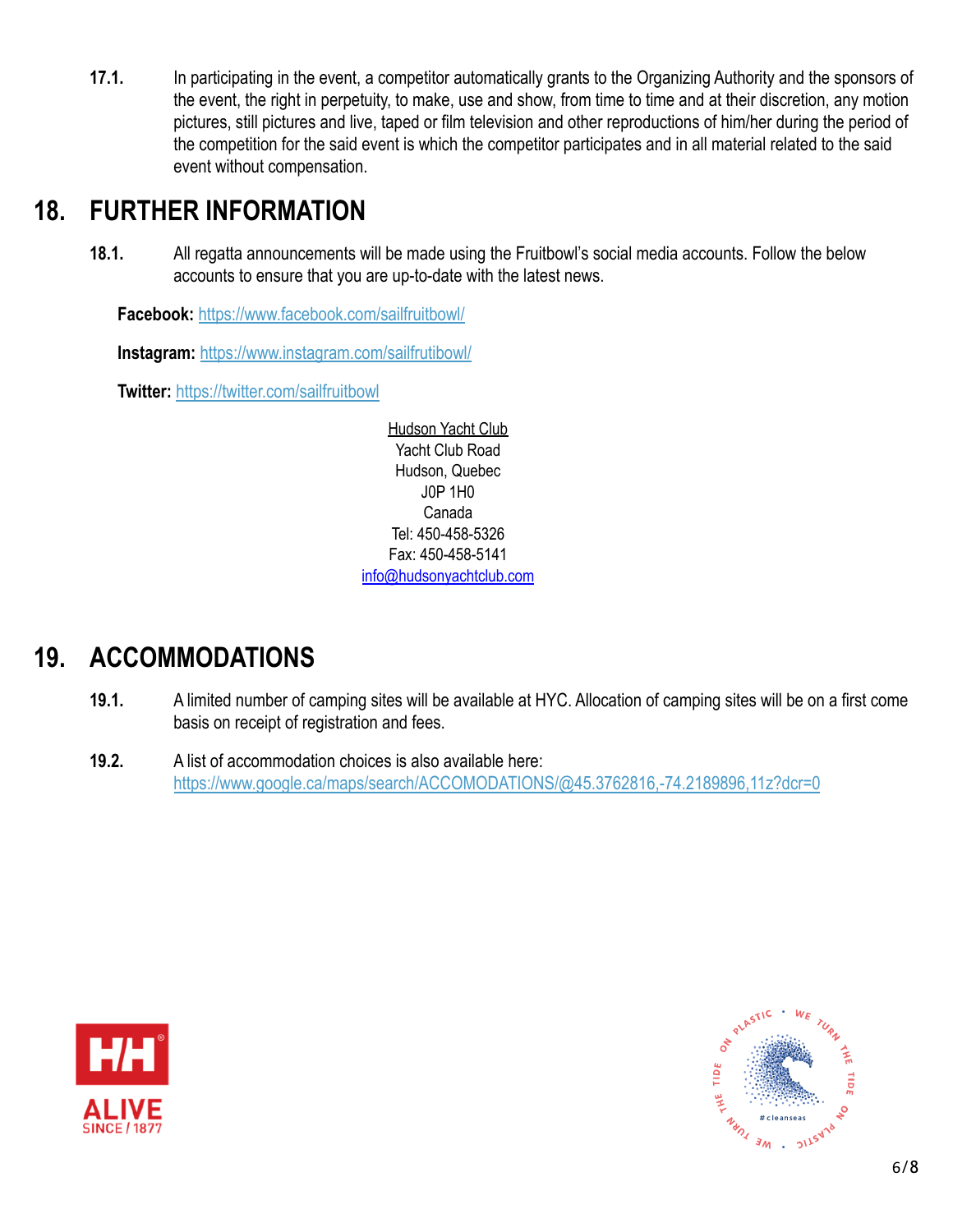**17.1.** In participating in the event, a competitor automatically grants to the Organizing Authority and the sponsors of the event, the right in perpetuity, to make, use and show, from time to time and at their discretion, any motion pictures, still pictures and live, taped or film television and other reproductions of him/her during the period of the competition for the said event is which the competitor participates and in all material related to the said event without compensation.

## 18. FURTHER INFORMATION

**18.1.** All regatta announcements will be made using the Fruitbowl's social media accounts. Follow the below accounts to ensure that you are up-to-date with the latest news.

**Facebook:** https://www.facebook.com/sailfruitbowl/

**Instagram:** https://www.instagram.com/sailfrutibowl/

**Twitter:** https://twitter.com/sailfruitbowl

Hudson Yacht Club
Yacht Club Road
Hudson, Quebec
J0P 1H0
Canada
Tel: 450-458-5326
Fax: 450-458-5141
info@hudsonyachtclub.com

## 19. ACCOMMODATIONS

**19.1.** A limited number of camping sites will be available at HYC. Allocation of camping sites will be on a first come basis on receipt of registration and fees.

**19.2.** A list of accommodation choices is also available here: https://www.google.ca/maps/search/ACCOMODATIONS/@45.3762816,-74.2189896,11z?dcr=0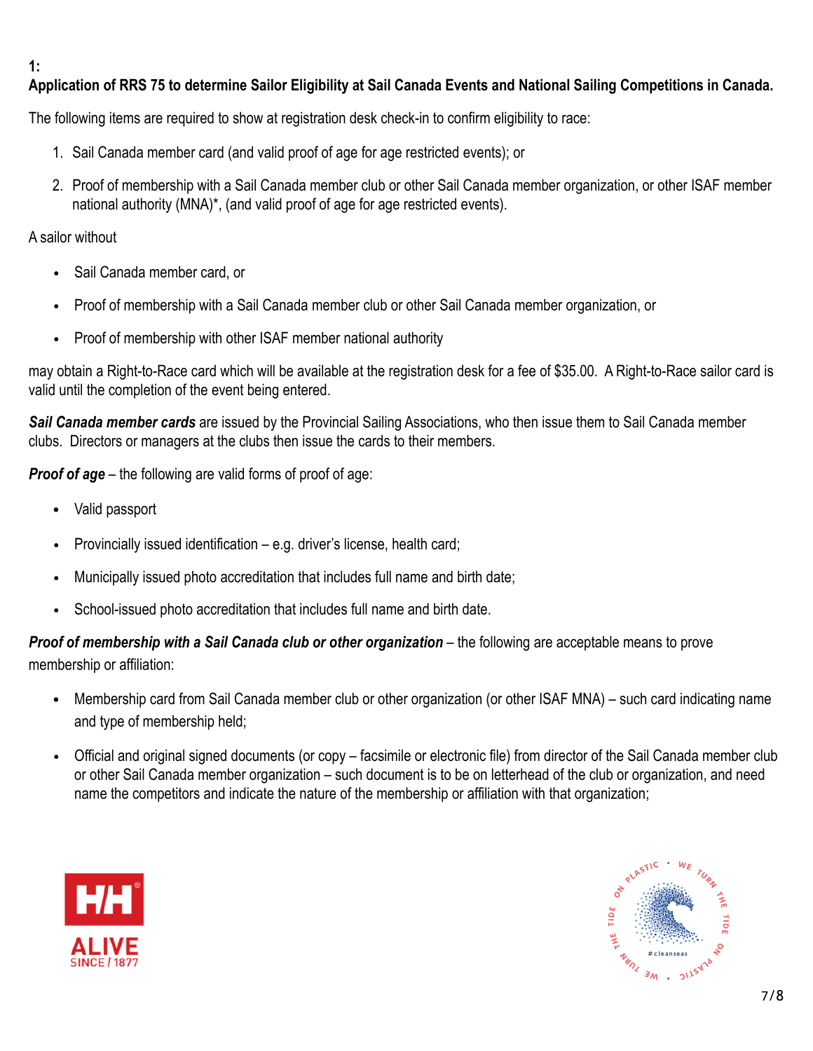**1:**
**Application of RRS 75 to determine Sailor Eligibility at Sail Canada Events and National Sailing Competitions in Canada.**

The following items are required to show at registration desk check-in to confirm eligibility to race:

1. Sail Canada member card (and valid proof of age for age restricted events); or
2. Proof of membership with a Sail Canada member club or other Sail Canada member organization, or other ISAF member national authority (MNA)*, (and valid proof of age for age restricted events).

A sailor without

- Sail Canada member card, or
- Proof of membership with a Sail Canada member club or other Sail Canada member organization, or
- Proof of membership with other ISAF member national authority

may obtain a Right-to-Race card which will be available at the registration desk for a fee of $35.00. A Right-to-Race sailor card is valid until the completion of the event being entered.

***Sail Canada member cards*** are issued by the Provincial Sailing Associations, who then issue them to Sail Canada member clubs. Directors or managers at the clubs then issue the cards to their members.

***Proof of age*** – the following are valid forms of proof of age:

- Valid passport
- Provincially issued identification – e.g. driver's license, health card;
- Municipally issued photo accreditation that includes full name and birth date;
- School-issued photo accreditation that includes full name and birth date.

***Proof of membership with a Sail Canada club or other organization*** – the following are acceptable means to prove membership or affiliation:

- Membership card from Sail Canada member club or other organization (or other ISAF MNA) – such card indicating name and type of membership held;
- Official and original signed documents (or copy – facsimile or electronic file) from director of the Sail Canada member club or other Sail Canada member organization – such document is to be on letterhead of the club or organization, and need name the competitors and indicate the nature of the membership or affiliation with that organization;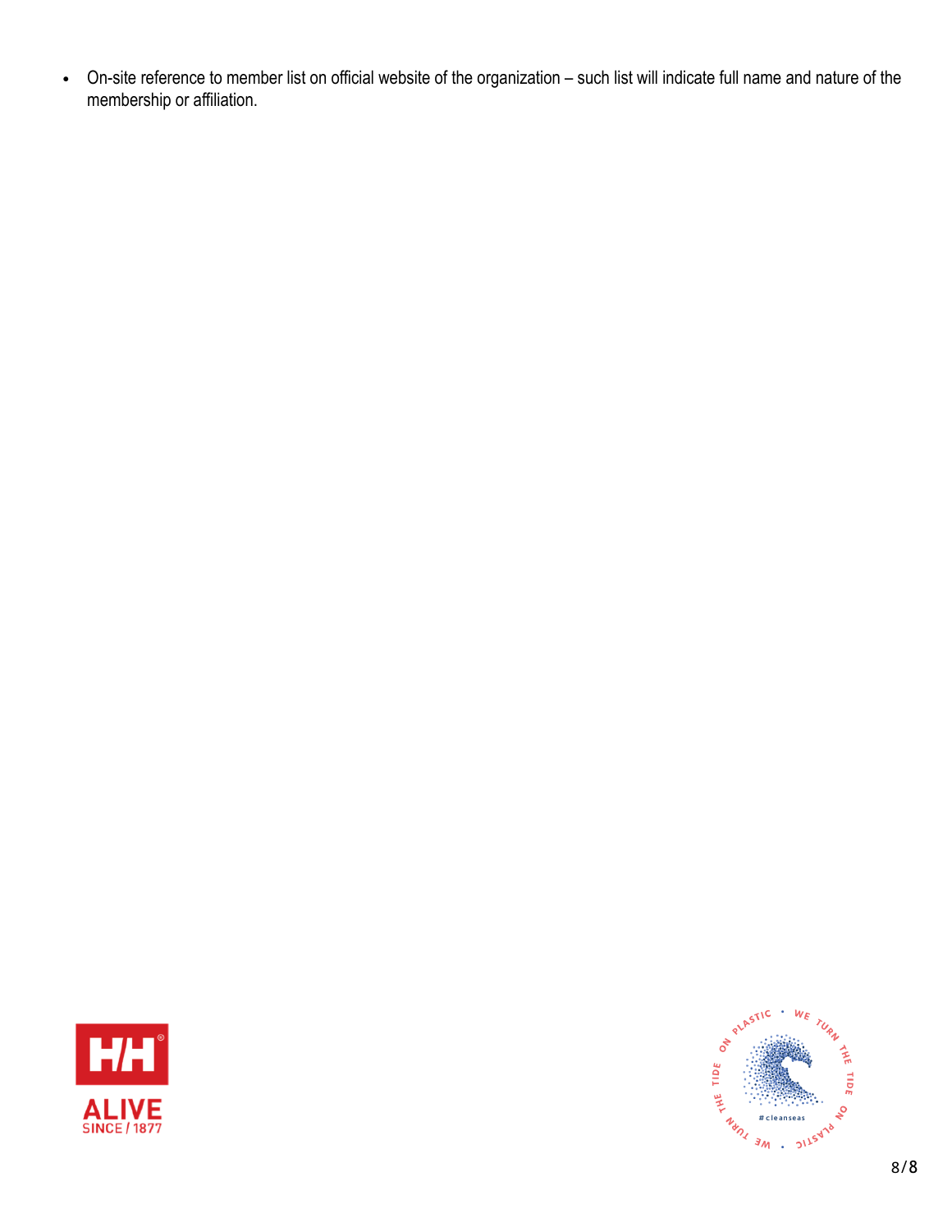- On-site reference to member list on official website of the organization – such list will indicate full name and nature of the membership or affiliation.